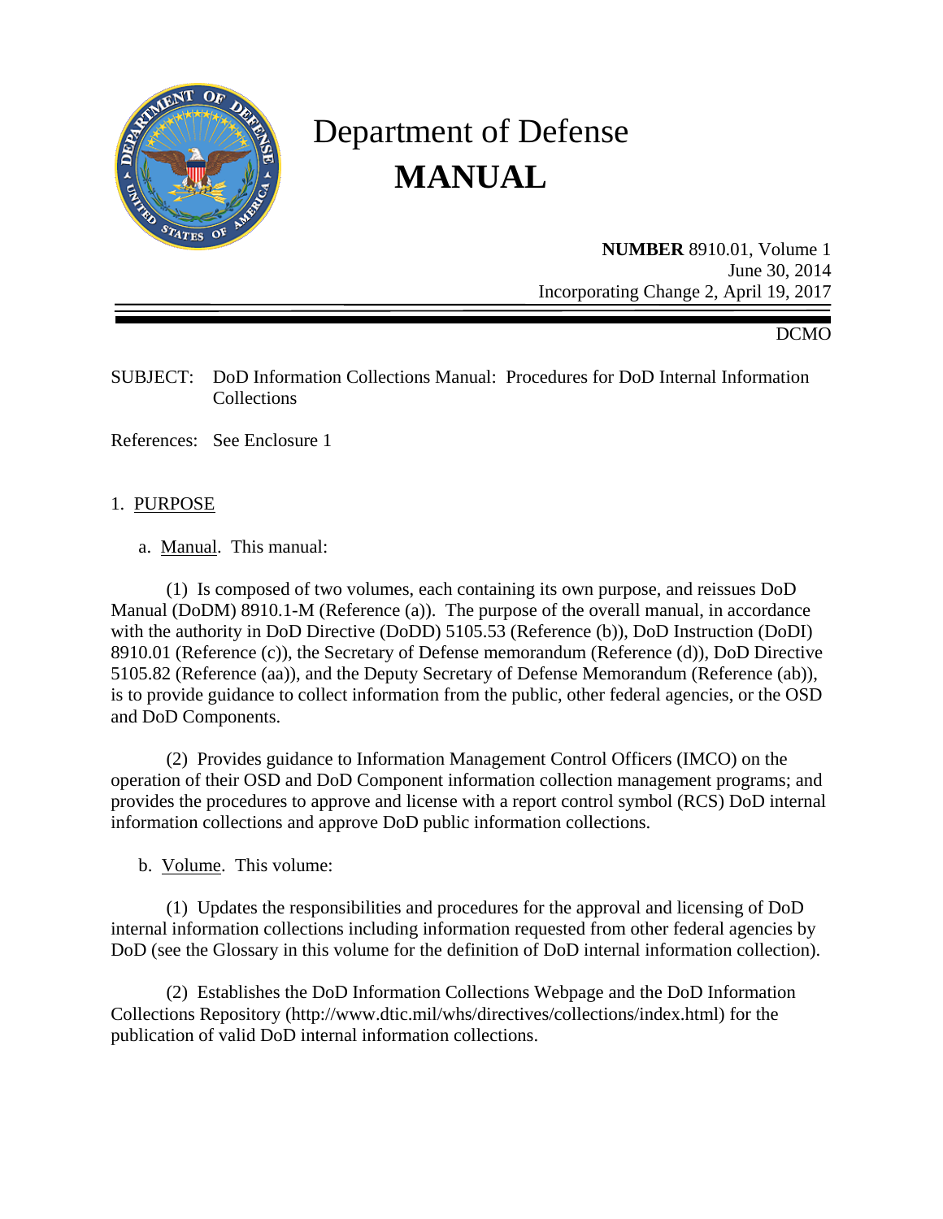# Department of Defense
# MANUAL

**NUMBER** 8910.01, Volume 1
June 30, 2014
Incorporating Change 2, April 19, 2017

DCMO

SUBJECT: DoD Information Collections Manual: Procedures for DoD Internal Information Collections

References: See Enclosure 1

1. PURPOSE

a. Manual. This manual:

(1) Is composed of two volumes, each containing its own purpose, and reissues DoD Manual (DoDM) 8910.1-M (Reference (a)). The purpose of the overall manual, in accordance with the authority in DoD Directive (DoDD) 5105.53 (Reference (b)), DoD Instruction (DoDI) 8910.01 (Reference (c)), the Secretary of Defense memorandum (Reference (d)), DoD Directive 5105.82 (Reference (aa)), and the Deputy Secretary of Defense Memorandum (Reference (ab)), is to provide guidance to collect information from the public, other federal agencies, or the OSD and DoD Components.

(2) Provides guidance to Information Management Control Officers (IMCO) on the operation of their OSD and DoD Component information collection management programs; and provides the procedures to approve and license with a report control symbol (RCS) DoD internal information collections and approve DoD public information collections.

b. Volume. This volume:

(1) Updates the responsibilities and procedures for the approval and licensing of DoD internal information collections including information requested from other federal agencies by DoD (see the Glossary in this volume for the definition of DoD internal information collection).

(2) Establishes the DoD Information Collections Webpage and the DoD Information Collections Repository (http://www.dtic.mil/whs/directives/collections/index.html) for the publication of valid DoD internal information collections.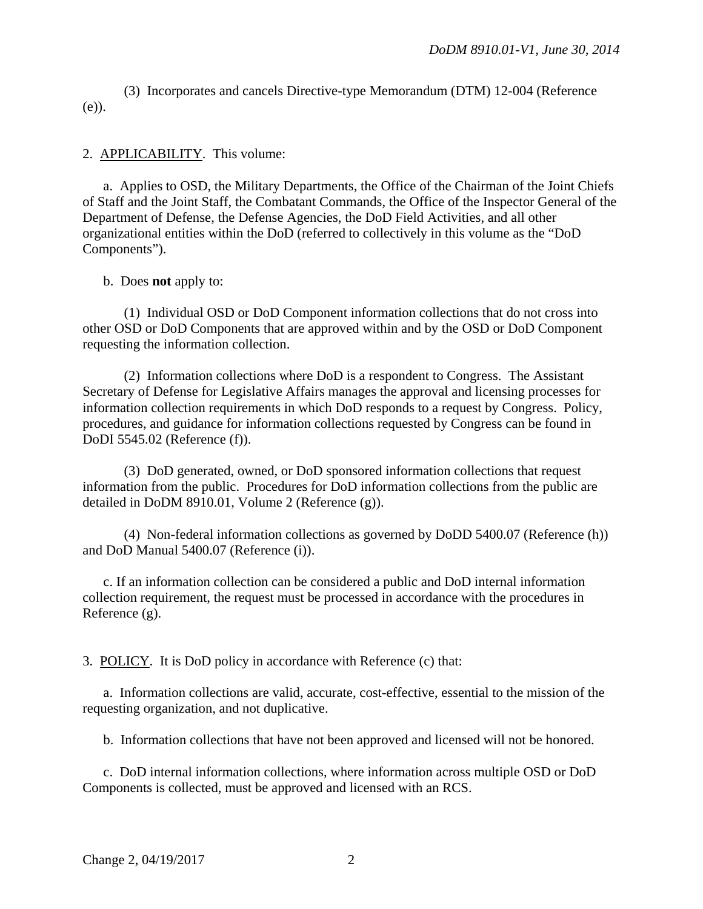(3) Incorporates and cancels Directive-type Memorandum (DTM) 12-004 (Reference (e)).

2. APPLICABILITY. This volume:

a. Applies to OSD, the Military Departments, the Office of the Chairman of the Joint Chiefs of Staff and the Joint Staff, the Combatant Commands, the Office of the Inspector General of the Department of Defense, the Defense Agencies, the DoD Field Activities, and all other organizational entities within the DoD (referred to collectively in this volume as the "DoD Components").

b. Does **not** apply to:

(1) Individual OSD or DoD Component information collections that do not cross into other OSD or DoD Components that are approved within and by the OSD or DoD Component requesting the information collection.

(2) Information collections where DoD is a respondent to Congress. The Assistant Secretary of Defense for Legislative Affairs manages the approval and licensing processes for information collection requirements in which DoD responds to a request by Congress. Policy, procedures, and guidance for information collections requested by Congress can be found in DoDI 5545.02 (Reference (f)).

(3) DoD generated, owned, or DoD sponsored information collections that request information from the public. Procedures for DoD information collections from the public are detailed in DoDM 8910.01, Volume 2 (Reference (g)).

(4) Non-federal information collections as governed by DoDD 5400.07 (Reference (h)) and DoD Manual 5400.07 (Reference (i)).

c. If an information collection can be considered a public and DoD internal information collection requirement, the request must be processed in accordance with the procedures in Reference (g).

3. POLICY. It is DoD policy in accordance with Reference (c) that:

a. Information collections are valid, accurate, cost-effective, essential to the mission of the requesting organization, and not duplicative.

b. Information collections that have not been approved and licensed will not be honored.

c. DoD internal information collections, where information across multiple OSD or DoD Components is collected, must be approved and licensed with an RCS.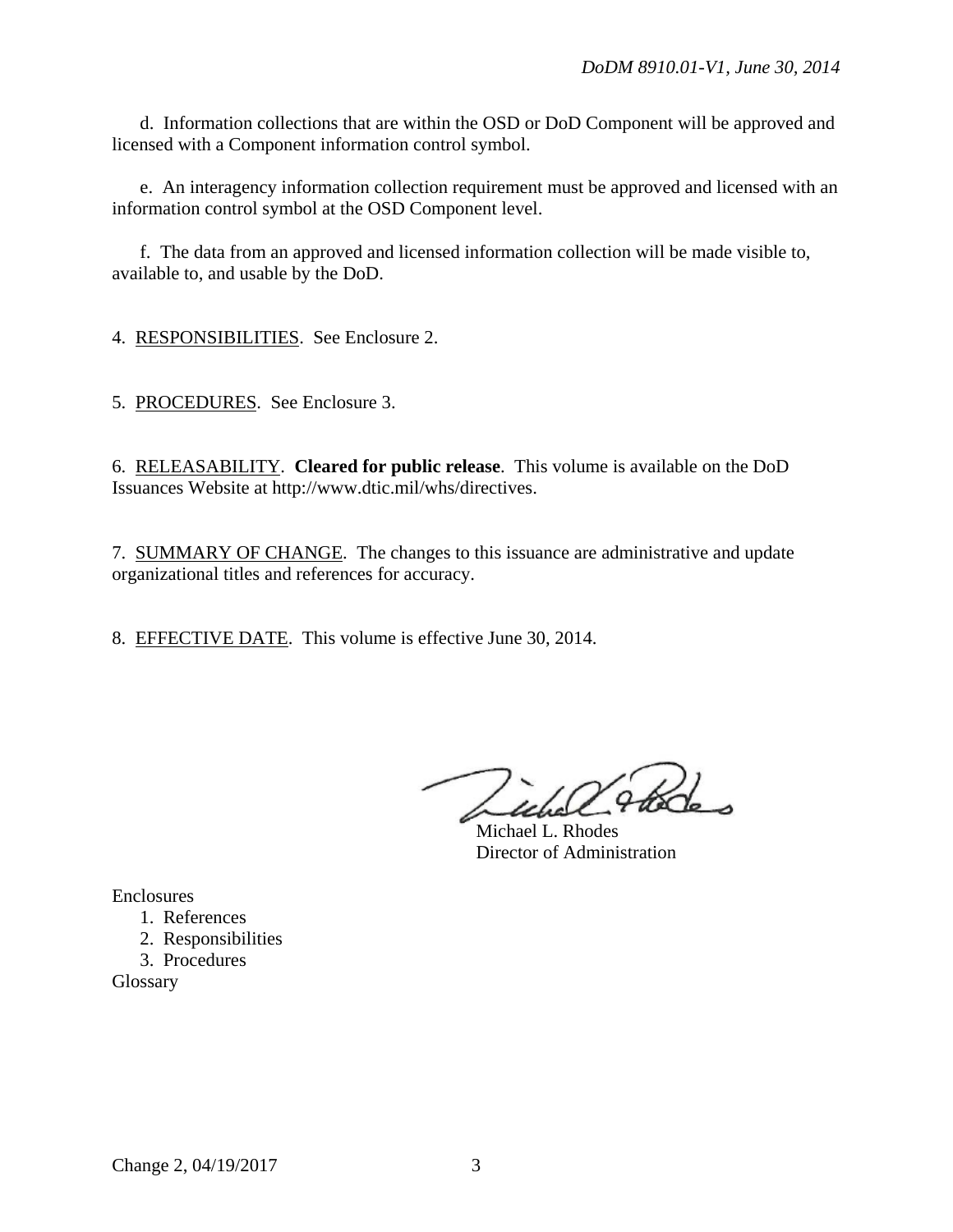d. Information collections that are within the OSD or DoD Component will be approved and licensed with a Component information control symbol.

e. An interagency information collection requirement must be approved and licensed with an information control symbol at the OSD Component level.

f. The data from an approved and licensed information collection will be made visible to, available to, and usable by the DoD.

4. RESPONSIBILITIES. See Enclosure 2.

5. PROCEDURES. See Enclosure 3.

6. RELEASABILITY. **Cleared for public release**. This volume is available on the DoD Issuances Website at http://www.dtic.mil/whs/directives.

7. SUMMARY OF CHANGE. The changes to this issuance are administrative and update organizational titles and references for accuracy.

8. EFFECTIVE DATE. This volume is effective June 30, 2014.

Michael L. Rhodes
Director of Administration

Enclosures
1. References
2. Responsibilities
3. Procedures

Glossary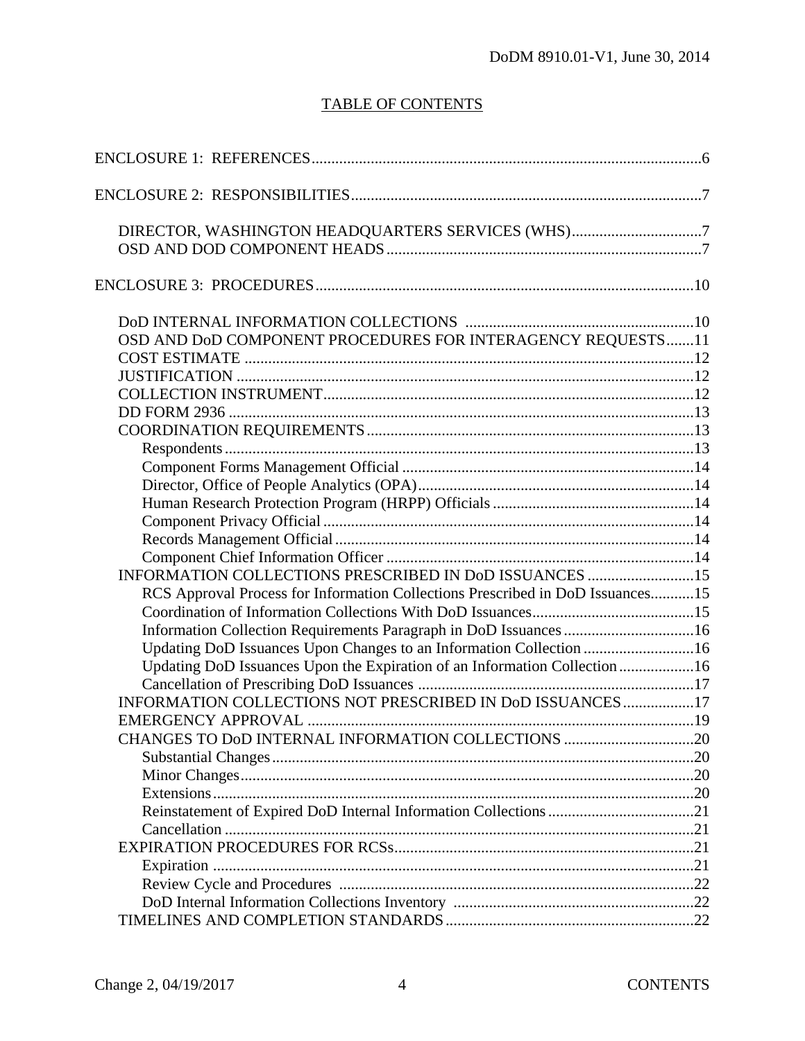## TABLE OF CONTENTS

ENCLOSURE 1: REFERENCES ..... 6

ENCLOSURE 2: RESPONSIBILITIES ..... 7

- DIRECTOR, WASHINGTON HEADQUARTERS SERVICES (WHS) ..... 7
- OSD AND DOD COMPONENT HEADS ..... 7

ENCLOSURE 3: PROCEDURES ..... 10

- DoD INTERNAL INFORMATION COLLECTIONS ..... 10
- OSD AND DoD COMPONENT PROCEDURES FOR INTERAGENCY REQUESTS ..... 11
- COST ESTIMATE ..... 12
- JUSTIFICATION ..... 12
- COLLECTION INSTRUMENT ..... 12
- DD FORM 2936 ..... 13
- COORDINATION REQUIREMENTS ..... 13
  - Respondents ..... 13
  - Component Forms Management Official ..... 14
  - Director, Office of People Analytics (OPA) ..... 14
  - Human Research Protection Program (HRPP) Officials ..... 14
  - Component Privacy Official ..... 14
  - Records Management Official ..... 14
  - Component Chief Information Officer ..... 14
- INFORMATION COLLECTIONS PRESCRIBED IN DoD ISSUANCES ..... 15
  - RCS Approval Process for Information Collections Prescribed in DoD Issuances ..... 15
  - Coordination of Information Collections With DoD Issuances ..... 15
  - Information Collection Requirements Paragraph in DoD Issuances ..... 16
  - Updating DoD Issuances Upon Changes to an Information Collection ..... 16
  - Updating DoD Issuances Upon the Expiration of an Information Collection ..... 16
  - Cancellation of Prescribing DoD Issuances ..... 17
- INFORMATION COLLECTIONS NOT PRESCRIBED IN DoD ISSUANCES ..... 17
- EMERGENCY APPROVAL ..... 19
- CHANGES TO DoD INTERNAL INFORMATION COLLECTIONS ..... 20
  - Substantial Changes ..... 20
  - Minor Changes ..... 20
  - Extensions ..... 20
  - Reinstatement of Expired DoD Internal Information Collections ..... 21
  - Cancellation ..... 21
- EXPIRATION PROCEDURES FOR RCSs ..... 21
  - Expiration ..... 21
  - Review Cycle and Procedures ..... 22
  - DoD Internal Information Collections Inventory ..... 22
- TIMELINES AND COMPLETION STANDARDS ..... 22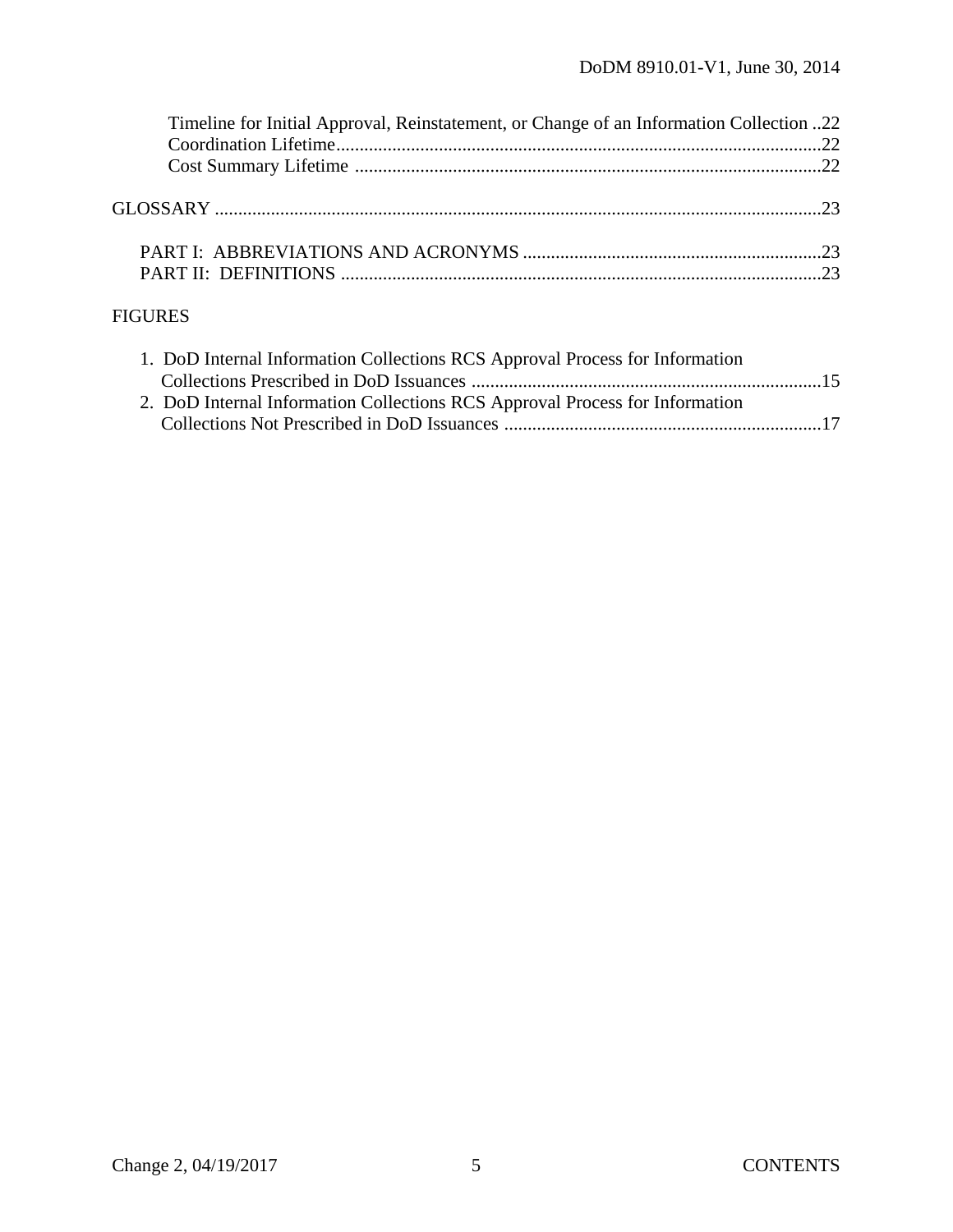Timeline for Initial Approval, Reinstatement, or Change of an Information Collection ..22
Coordination Lifetime....................................................................................................22
Cost Summary Lifetime ..................................................................................................22

GLOSSARY ...............................................................................................................................23

PART I: ABBREVIATIONS AND ACRONYMS ...............................................................23
PART II: DEFINITIONS .....................................................................................................23

FIGURES

1. DoD Internal Information Collections RCS Approval Process for Information Collections Prescribed in DoD Issuances ..........................................................................15
2. DoD Internal Information Collections RCS Approval Process for Information Collections Not Prescribed in DoD Issuances ...................................................................17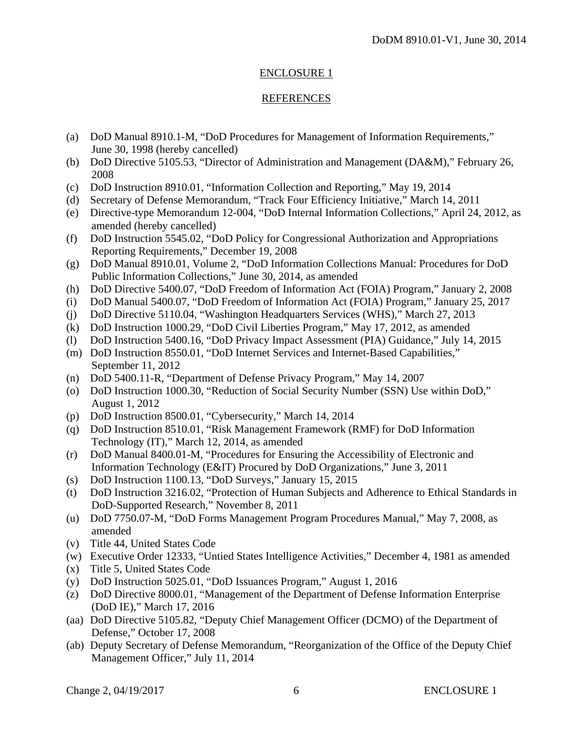## ENCLOSURE 1

## REFERENCES

(a) DoD Manual 8910.1-M, "DoD Procedures for Management of Information Requirements," June 30, 1998 (hereby cancelled)
(b) DoD Directive 5105.53, "Director of Administration and Management (DA&M)," February 26, 2008
(c) DoD Instruction 8910.01, "Information Collection and Reporting," May 19, 2014
(d) Secretary of Defense Memorandum, "Track Four Efficiency Initiative," March 14, 2011
(e) Directive-type Memorandum 12-004, "DoD Internal Information Collections," April 24, 2012, as amended (hereby cancelled)
(f) DoD Instruction 5545.02, "DoD Policy for Congressional Authorization and Appropriations Reporting Requirements," December 19, 2008
(g) DoD Manual 8910.01, Volume 2, "DoD Information Collections Manual: Procedures for DoD Public Information Collections," June 30, 2014, as amended
(h) DoD Directive 5400.07, "DoD Freedom of Information Act (FOIA) Program," January 2, 2008
(i) DoD Manual 5400.07, "DoD Freedom of Information Act (FOIA) Program," January 25, 2017
(j) DoD Directive 5110.04, "Washington Headquarters Services (WHS)," March 27, 2013
(k) DoD Instruction 1000.29, "DoD Civil Liberties Program," May 17, 2012, as amended
(l) DoD Instruction 5400.16, "DoD Privacy Impact Assessment (PIA) Guidance," July 14, 2015
(m) DoD Instruction 8550.01, "DoD Internet Services and Internet-Based Capabilities," September 11, 2012
(n) DoD 5400.11-R, "Department of Defense Privacy Program," May 14, 2007
(o) DoD Instruction 1000.30, "Reduction of Social Security Number (SSN) Use within DoD," August 1, 2012
(p) DoD Instruction 8500.01, "Cybersecurity," March 14, 2014
(q) DoD Instruction 8510.01, "Risk Management Framework (RMF) for DoD Information Technology (IT)," March 12, 2014, as amended
(r) DoD Manual 8400.01-M, "Procedures for Ensuring the Accessibility of Electronic and Information Technology (E&IT) Procured by DoD Organizations," June 3, 2011
(s) DoD Instruction 1100.13, "DoD Surveys," January 15, 2015
(t) DoD Instruction 3216.02, "Protection of Human Subjects and Adherence to Ethical Standards in DoD-Supported Research," November 8, 2011
(u) DoD 7750.07-M, "DoD Forms Management Program Procedures Manual," May 7, 2008, as amended
(v) Title 44, United States Code
(w) Executive Order 12333, "Untied States Intelligence Activities," December 4, 1981 as amended
(x) Title 5, United States Code
(y) DoD Instruction 5025.01, "DoD Issuances Program," August 1, 2016
(z) DoD Directive 8000.01, "Management of the Department of Defense Information Enterprise (DoD IE)," March 17, 2016
(aa) DoD Directive 5105.82, "Deputy Chief Management Officer (DCMO) of the Department of Defense," October 17, 2008
(ab) Deputy Secretary of Defense Memorandum, "Reorganization of the Office of the Deputy Chief Management Officer," July 11, 2014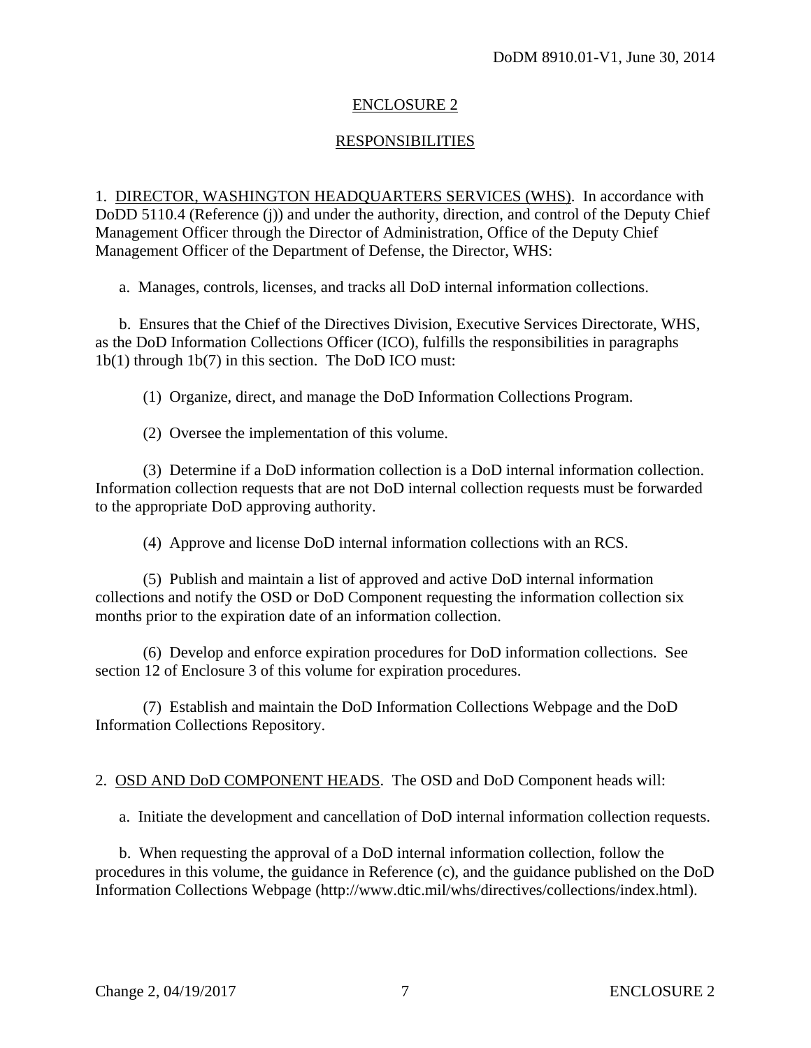## ENCLOSURE 2

## RESPONSIBILITIES

1. DIRECTOR, WASHINGTON HEADQUARTERS SERVICES (WHS). In accordance with DoDD 5110.4 (Reference (j)) and under the authority, direction, and control of the Deputy Chief Management Officer through the Director of Administration, Office of the Deputy Chief Management Officer of the Department of Defense, the Director, WHS:

a. Manages, controls, licenses, and tracks all DoD internal information collections.

b. Ensures that the Chief of the Directives Division, Executive Services Directorate, WHS, as the DoD Information Collections Officer (ICO), fulfills the responsibilities in paragraphs 1b(1) through 1b(7) in this section. The DoD ICO must:

(1) Organize, direct, and manage the DoD Information Collections Program.

(2) Oversee the implementation of this volume.

(3) Determine if a DoD information collection is a DoD internal information collection. Information collection requests that are not DoD internal collection requests must be forwarded to the appropriate DoD approving authority.

(4) Approve and license DoD internal information collections with an RCS.

(5) Publish and maintain a list of approved and active DoD internal information collections and notify the OSD or DoD Component requesting the information collection six months prior to the expiration date of an information collection.

(6) Develop and enforce expiration procedures for DoD information collections. See section 12 of Enclosure 3 of this volume for expiration procedures.

(7) Establish and maintain the DoD Information Collections Webpage and the DoD Information Collections Repository.

2. OSD AND DoD COMPONENT HEADS. The OSD and DoD Component heads will:

a. Initiate the development and cancellation of DoD internal information collection requests.

b. When requesting the approval of a DoD internal information collection, follow the procedures in this volume, the guidance in Reference (c), and the guidance published on the DoD Information Collections Webpage (http://www.dtic.mil/whs/directives/collections/index.html).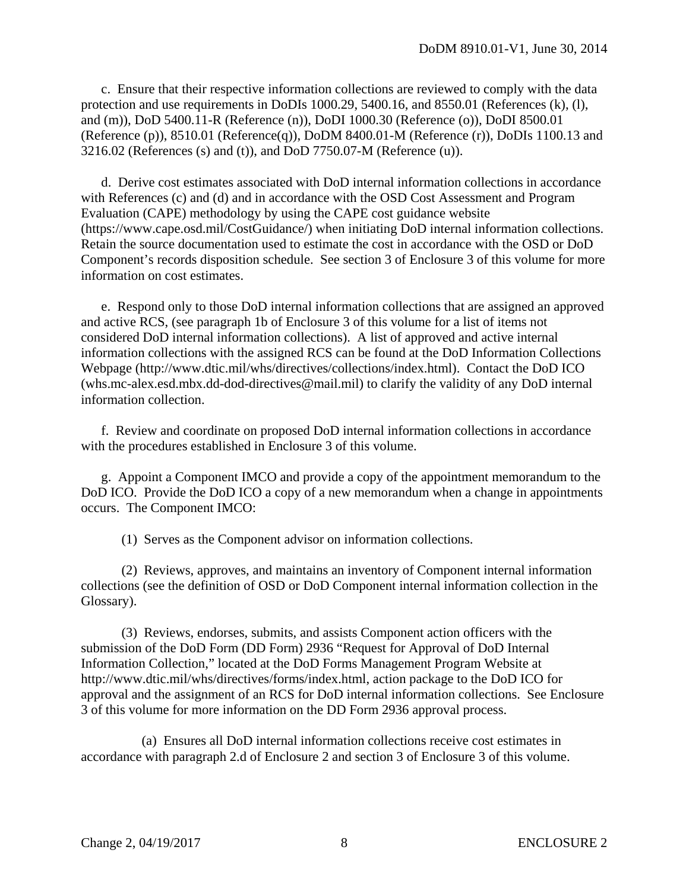c.  Ensure that their respective information collections are reviewed to comply with the data protection and use requirements in DoDIs 1000.29, 5400.16, and 8550.01 (References (k), (l), and (m)), DoD 5400.11-R (Reference (n)), DoDI 1000.30 (Reference (o)), DoDI 8500.01 (Reference (p)), 8510.01 (Reference(q)), DoDM 8400.01-M (Reference (r)), DoDIs 1100.13 and 3216.02 (References (s) and (t)), and DoD 7750.07-M (Reference (u)).

d.  Derive cost estimates associated with DoD internal information collections in accordance with References (c) and (d) and in accordance with the OSD Cost Assessment and Program Evaluation (CAPE) methodology by using the CAPE cost guidance website (https://www.cape.osd.mil/CostGuidance/) when initiating DoD internal information collections. Retain the source documentation used to estimate the cost in accordance with the OSD or DoD Component's records disposition schedule.  See section 3 of Enclosure 3 of this volume for more information on cost estimates.

e.  Respond only to those DoD internal information collections that are assigned an approved and active RCS, (see paragraph 1b of Enclosure 3 of this volume for a list of items not considered DoD internal information collections).  A list of approved and active internal information collections with the assigned RCS can be found at the DoD Information Collections Webpage (http://www.dtic.mil/whs/directives/collections/index.html).  Contact the DoD ICO (whs.mc-alex.esd.mbx.dd-dod-directives@mail.mil) to clarify the validity of any DoD internal information collection.

f.  Review and coordinate on proposed DoD internal information collections in accordance with the procedures established in Enclosure 3 of this volume.

g.  Appoint a Component IMCO and provide a copy of the appointment memorandum to the DoD ICO.  Provide the DoD ICO a copy of a new memorandum when a change in appointments occurs.  The Component IMCO:

(1)  Serves as the Component advisor on information collections.

(2)  Reviews, approves, and maintains an inventory of Component internal information collections (see the definition of OSD or DoD Component internal information collection in the Glossary).

(3)  Reviews, endorses, submits, and assists Component action officers with the submission of the DoD Form (DD Form) 2936 "Request for Approval of DoD Internal Information Collection," located at the DoD Forms Management Program Website at http://www.dtic.mil/whs/directives/forms/index.html, action package to the DoD ICO for approval and the assignment of an RCS for DoD internal information collections.  See Enclosure 3 of this volume for more information on the DD Form 2936 approval process.

(a)  Ensures all DoD internal information collections receive cost estimates in accordance with paragraph 2.d of Enclosure 2 and section 3 of Enclosure 3 of this volume.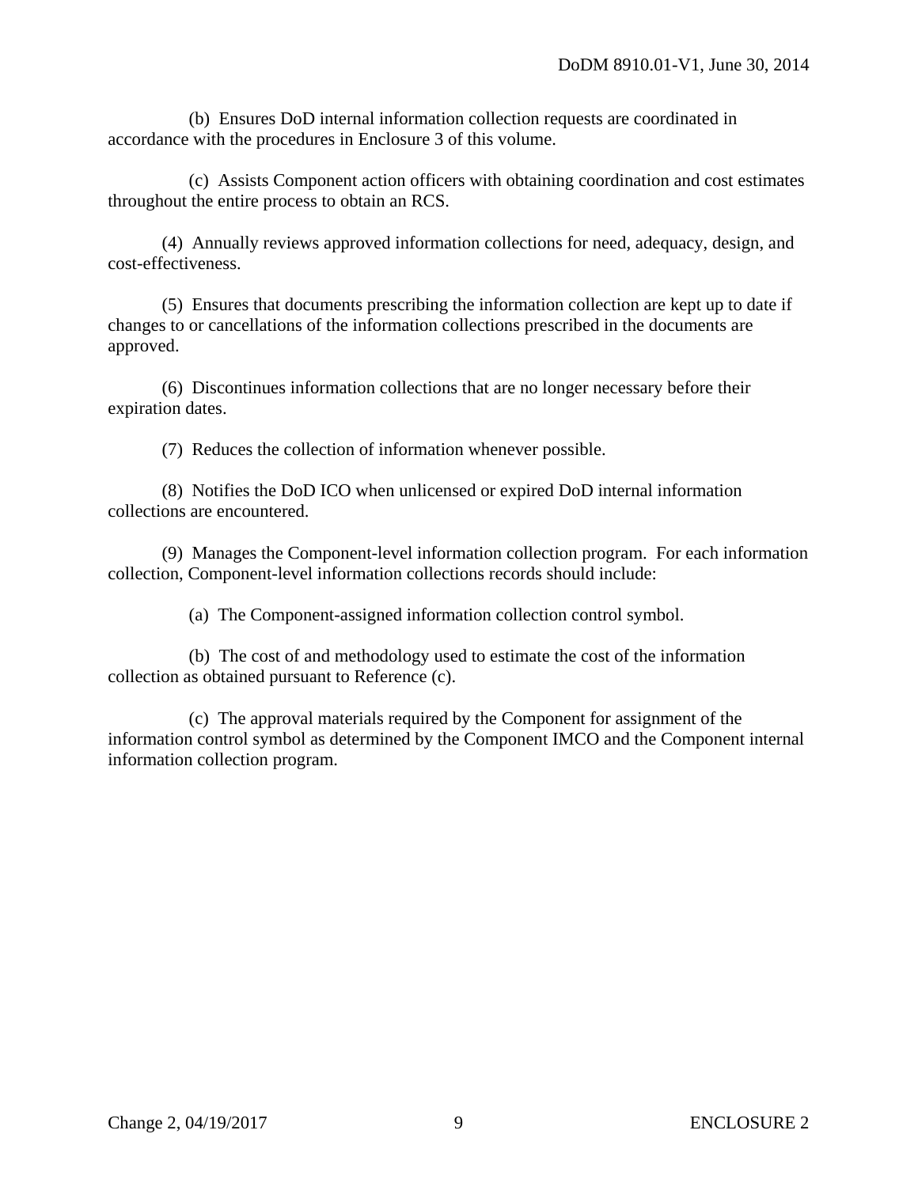(b) Ensures DoD internal information collection requests are coordinated in accordance with the procedures in Enclosure 3 of this volume.

(c) Assists Component action officers with obtaining coordination and cost estimates throughout the entire process to obtain an RCS.

(4) Annually reviews approved information collections for need, adequacy, design, and cost-effectiveness.

(5) Ensures that documents prescribing the information collection are kept up to date if changes to or cancellations of the information collections prescribed in the documents are approved.

(6) Discontinues information collections that are no longer necessary before their expiration dates.

(7) Reduces the collection of information whenever possible.

(8) Notifies the DoD ICO when unlicensed or expired DoD internal information collections are encountered.

(9) Manages the Component-level information collection program. For each information collection, Component-level information collections records should include:

(a) The Component-assigned information collection control symbol.

(b) The cost of and methodology used to estimate the cost of the information collection as obtained pursuant to Reference (c).

(c) The approval materials required by the Component for assignment of the information control symbol as determined by the Component IMCO and the Component internal information collection program.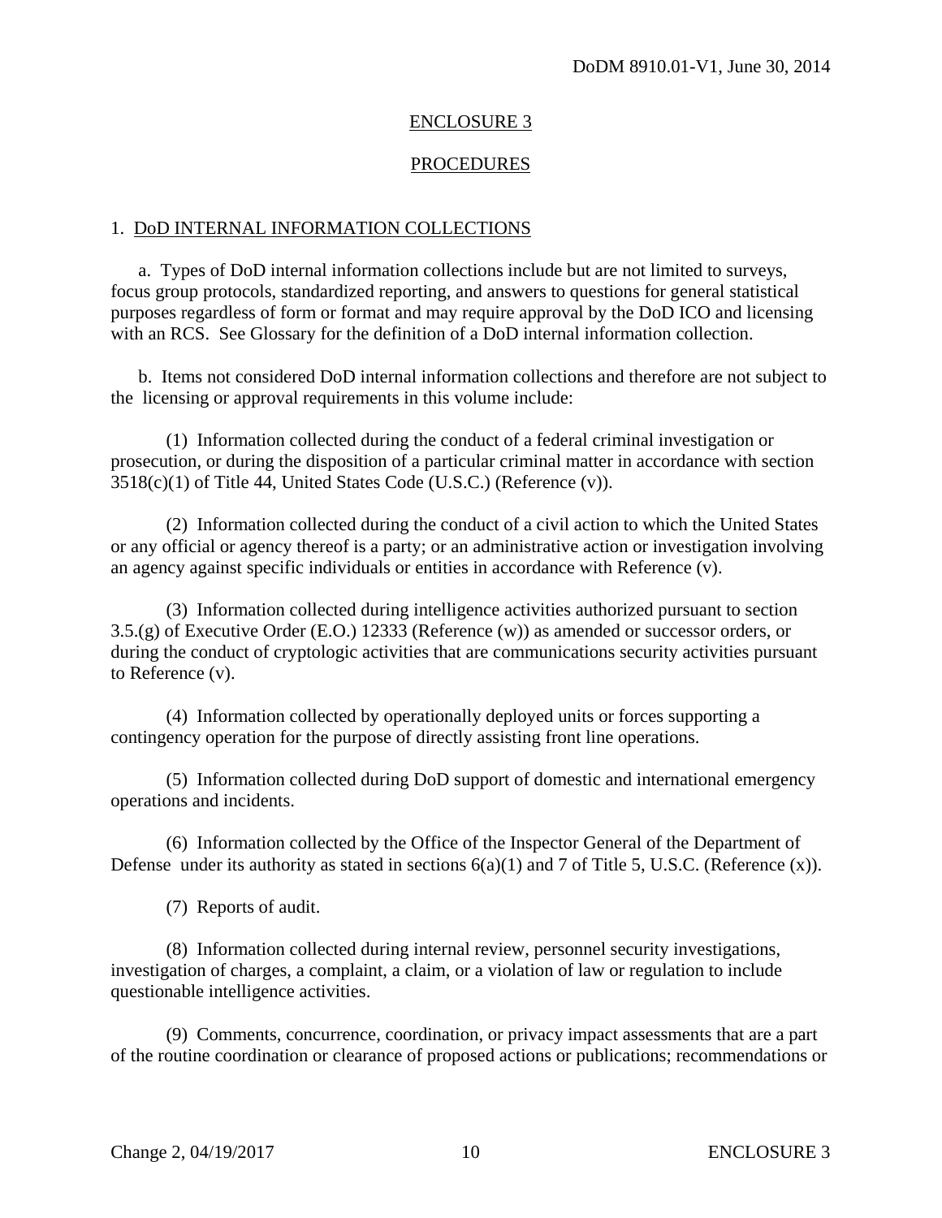## ENCLOSURE 3

## PROCEDURES

### 1. DoD INTERNAL INFORMATION COLLECTIONS

a. Types of DoD internal information collections include but are not limited to surveys, focus group protocols, standardized reporting, and answers to questions for general statistical purposes regardless of form or format and may require approval by the DoD ICO and licensing with an RCS. See Glossary for the definition of a DoD internal information collection.

b. Items not considered DoD internal information collections and therefore are not subject to the licensing or approval requirements in this volume include:

(1) Information collected during the conduct of a federal criminal investigation or prosecution, or during the disposition of a particular criminal matter in accordance with section 3518(c)(1) of Title 44, United States Code (U.S.C.) (Reference (v)).

(2) Information collected during the conduct of a civil action to which the United States or any official or agency thereof is a party; or an administrative action or investigation involving an agency against specific individuals or entities in accordance with Reference (v).

(3) Information collected during intelligence activities authorized pursuant to section 3.5.(g) of Executive Order (E.O.) 12333 (Reference (w)) as amended or successor orders, or during the conduct of cryptologic activities that are communications security activities pursuant to Reference (v).

(4) Information collected by operationally deployed units or forces supporting a contingency operation for the purpose of directly assisting front line operations.

(5) Information collected during DoD support of domestic and international emergency operations and incidents.

(6) Information collected by the Office of the Inspector General of the Department of Defense under its authority as stated in sections 6(a)(1) and 7 of Title 5, U.S.C. (Reference (x)).

(7) Reports of audit.

(8) Information collected during internal review, personnel security investigations, investigation of charges, a complaint, a claim, or a violation of law or regulation to include questionable intelligence activities.

(9) Comments, concurrence, coordination, or privacy impact assessments that are a part of the routine coordination or clearance of proposed actions or publications; recommendations or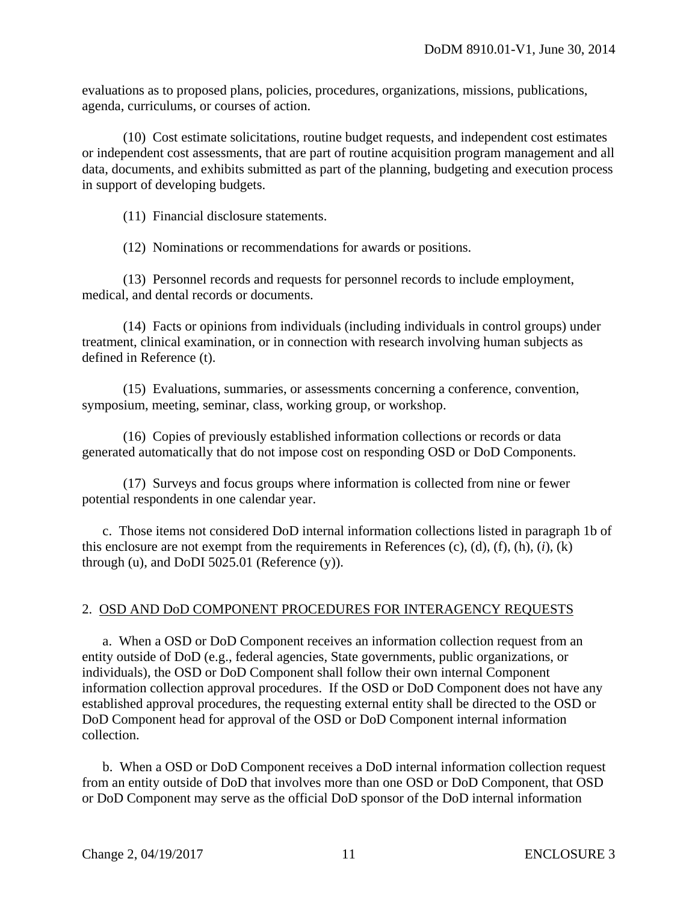evaluations as to proposed plans, policies, procedures, organizations, missions, publications, agenda, curriculums, or courses of action.

(10) Cost estimate solicitations, routine budget requests, and independent cost estimates or independent cost assessments, that are part of routine acquisition program management and all data, documents, and exhibits submitted as part of the planning, budgeting and execution process in support of developing budgets.

(11) Financial disclosure statements.

(12) Nominations or recommendations for awards or positions.

(13) Personnel records and requests for personnel records to include employment, medical, and dental records or documents.

(14) Facts or opinions from individuals (including individuals in control groups) under treatment, clinical examination, or in connection with research involving human subjects as defined in Reference (t).

(15) Evaluations, summaries, or assessments concerning a conference, convention, symposium, meeting, seminar, class, working group, or workshop.

(16) Copies of previously established information collections or records or data generated automatically that do not impose cost on responding OSD or DoD Components.

(17) Surveys and focus groups where information is collected from nine or fewer potential respondents in one calendar year.

c. Those items not considered DoD internal information collections listed in paragraph 1b of this enclosure are not exempt from the requirements in References (c), (d), (f), (h), (*i*), (k) through (u), and DoDI 5025.01 (Reference (y)).

## 2. OSD AND DoD COMPONENT PROCEDURES FOR INTERAGENCY REQUESTS

a. When a OSD or DoD Component receives an information collection request from an entity outside of DoD (e.g., federal agencies, State governments, public organizations, or individuals), the OSD or DoD Component shall follow their own internal Component information collection approval procedures. If the OSD or DoD Component does not have any established approval procedures, the requesting external entity shall be directed to the OSD or DoD Component head for approval of the OSD or DoD Component internal information collection.

b. When a OSD or DoD Component receives a DoD internal information collection request from an entity outside of DoD that involves more than one OSD or DoD Component, that OSD or DoD Component may serve as the official DoD sponsor of the DoD internal information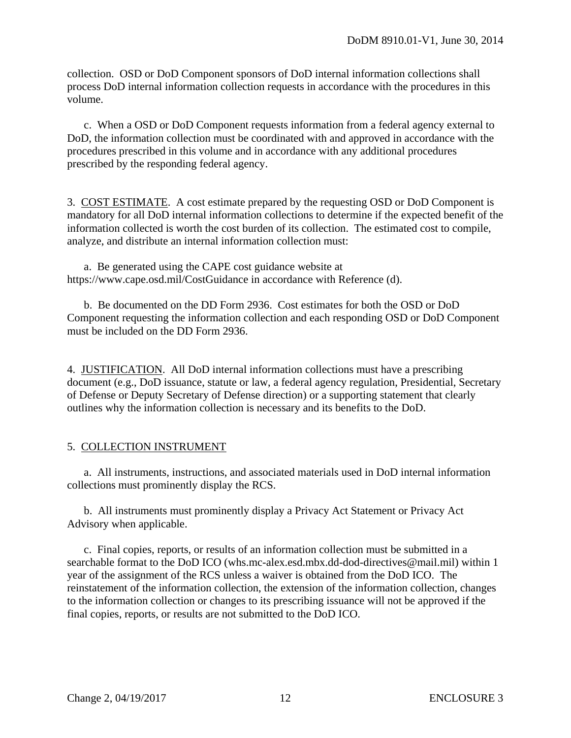collection. OSD or DoD Component sponsors of DoD internal information collections shall process DoD internal information collection requests in accordance with the procedures in this volume.

c. When a OSD or DoD Component requests information from a federal agency external to DoD, the information collection must be coordinated with and approved in accordance with the procedures prescribed in this volume and in accordance with any additional procedures prescribed by the responding federal agency.

3. COST ESTIMATE. A cost estimate prepared by the requesting OSD or DoD Component is mandatory for all DoD internal information collections to determine if the expected benefit of the information collected is worth the cost burden of its collection. The estimated cost to compile, analyze, and distribute an internal information collection must:

a. Be generated using the CAPE cost guidance website at https://www.cape.osd.mil/CostGuidance in accordance with Reference (d).

b. Be documented on the DD Form 2936. Cost estimates for both the OSD or DoD Component requesting the information collection and each responding OSD or DoD Component must be included on the DD Form 2936.

4. JUSTIFICATION. All DoD internal information collections must have a prescribing document (e.g., DoD issuance, statute or law, a federal agency regulation, Presidential, Secretary of Defense or Deputy Secretary of Defense direction) or a supporting statement that clearly outlines why the information collection is necessary and its benefits to the DoD.

5. COLLECTION INSTRUMENT

a. All instruments, instructions, and associated materials used in DoD internal information collections must prominently display the RCS.

b. All instruments must prominently display a Privacy Act Statement or Privacy Act Advisory when applicable.

c. Final copies, reports, or results of an information collection must be submitted in a searchable format to the DoD ICO (whs.mc-alex.esd.mbx.dd-dod-directives@mail.mil) within 1 year of the assignment of the RCS unless a waiver is obtained from the DoD ICO. The reinstatement of the information collection, the extension of the information collection, changes to the information collection or changes to its prescribing issuance will not be approved if the final copies, reports, or results are not submitted to the DoD ICO.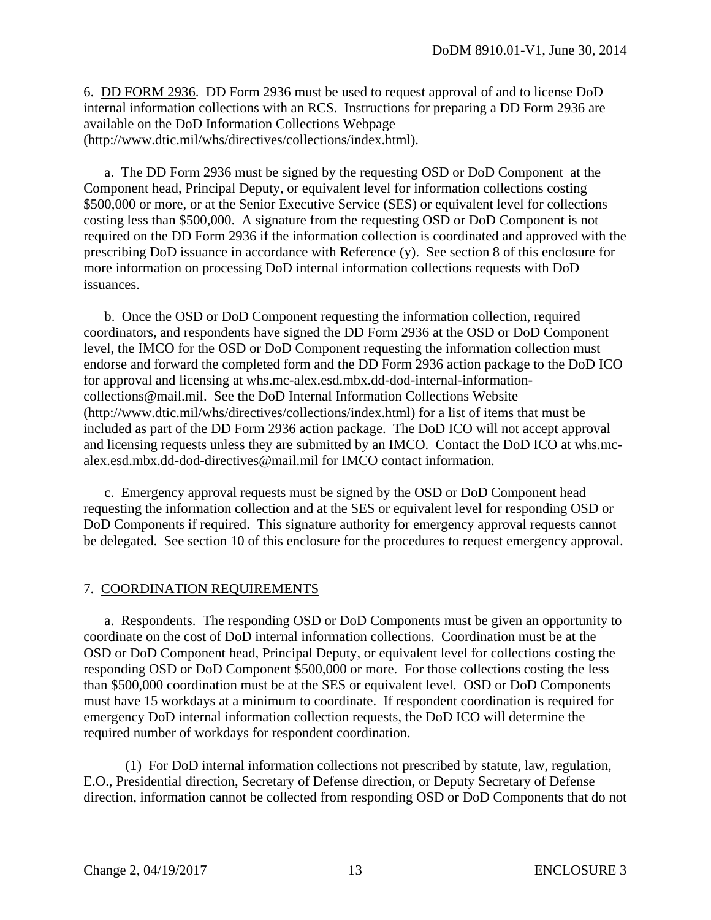6. DD FORM 2936. DD Form 2936 must be used to request approval of and to license DoD internal information collections with an RCS. Instructions for preparing a DD Form 2936 are available on the DoD Information Collections Webpage (http://www.dtic.mil/whs/directives/collections/index.html).

a. The DD Form 2936 must be signed by the requesting OSD or DoD Component at the Component head, Principal Deputy, or equivalent level for information collections costing $500,000 or more, or at the Senior Executive Service (SES) or equivalent level for collections costing less than $500,000. A signature from the requesting OSD or DoD Component is not required on the DD Form 2936 if the information collection is coordinated and approved with the prescribing DoD issuance in accordance with Reference (y). See section 8 of this enclosure for more information on processing DoD internal information collections requests with DoD issuances.

b. Once the OSD or DoD Component requesting the information collection, required coordinators, and respondents have signed the DD Form 2936 at the OSD or DoD Component level, the IMCO for the OSD or DoD Component requesting the information collection must endorse and forward the completed form and the DD Form 2936 action package to the DoD ICO for approval and licensing at whs.mc-alex.esd.mbx.dd-dod-internal-information-collections@mail.mil. See the DoD Internal Information Collections Website (http://www.dtic.mil/whs/directives/collections/index.html) for a list of items that must be included as part of the DD Form 2936 action package. The DoD ICO will not accept approval and licensing requests unless they are submitted by an IMCO. Contact the DoD ICO at whs.mc-alex.esd.mbx.dd-dod-directives@mail.mil for IMCO contact information.

c. Emergency approval requests must be signed by the OSD or DoD Component head requesting the information collection and at the SES or equivalent level for responding OSD or DoD Components if required. This signature authority for emergency approval requests cannot be delegated. See section 10 of this enclosure for the procedures to request emergency approval.

7. COORDINATION REQUIREMENTS

a. Respondents. The responding OSD or DoD Components must be given an opportunity to coordinate on the cost of DoD internal information collections. Coordination must be at the OSD or DoD Component head, Principal Deputy, or equivalent level for collections costing the responding OSD or DoD Component $500,000 or more. For those collections costing the less than $500,000 coordination must be at the SES or equivalent level. OSD or DoD Components must have 15 workdays at a minimum to coordinate. If respondent coordination is required for emergency DoD internal information collection requests, the DoD ICO will determine the required number of workdays for respondent coordination.

(1) For DoD internal information collections not prescribed by statute, law, regulation, E.O., Presidential direction, Secretary of Defense direction, or Deputy Secretary of Defense direction, information cannot be collected from responding OSD or DoD Components that do not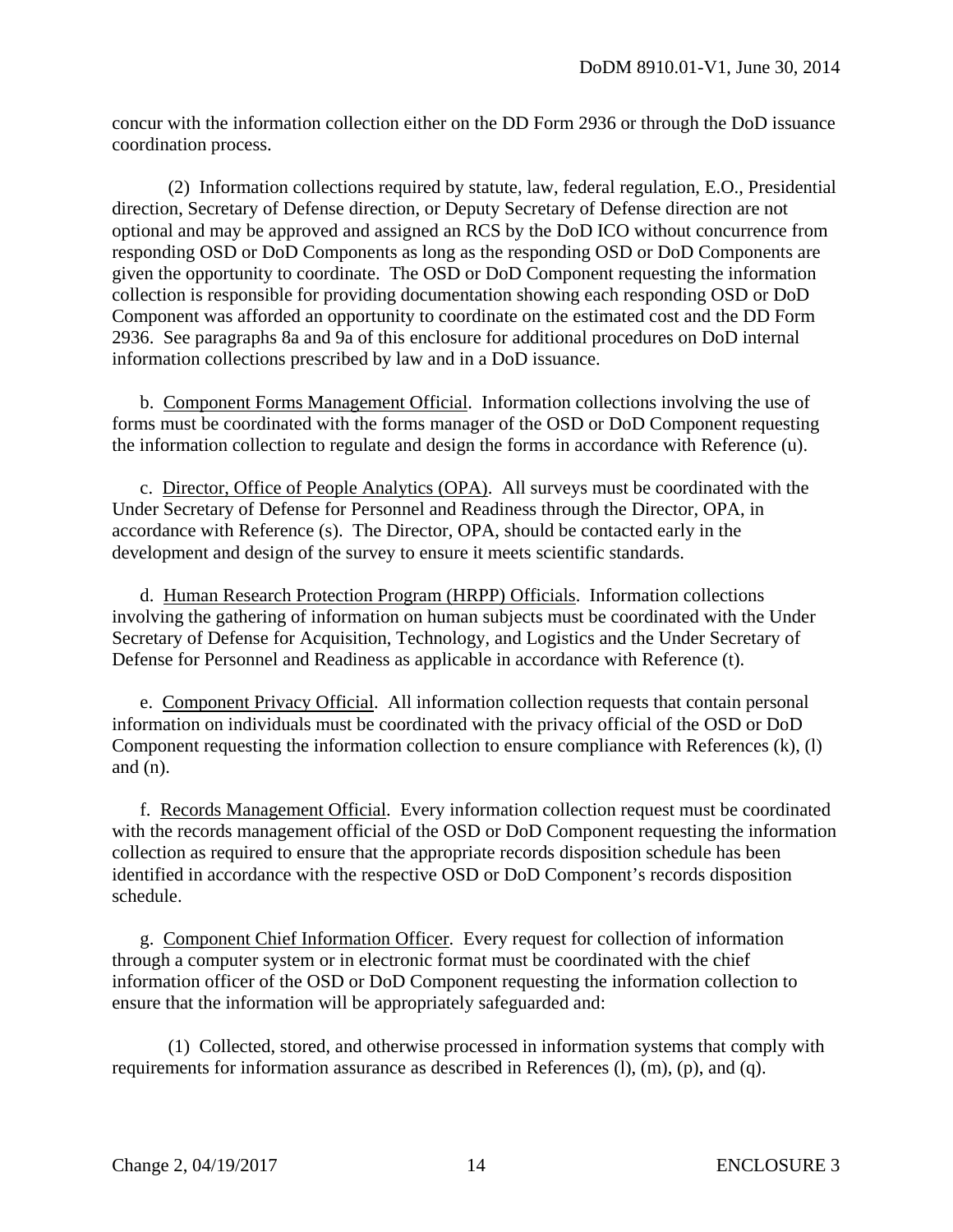concur with the information collection either on the DD Form 2936 or through the DoD issuance coordination process.

(2) Information collections required by statute, law, federal regulation, E.O., Presidential direction, Secretary of Defense direction, or Deputy Secretary of Defense direction are not optional and may be approved and assigned an RCS by the DoD ICO without concurrence from responding OSD or DoD Components as long as the responding OSD or DoD Components are given the opportunity to coordinate. The OSD or DoD Component requesting the information collection is responsible for providing documentation showing each responding OSD or DoD Component was afforded an opportunity to coordinate on the estimated cost and the DD Form 2936. See paragraphs 8a and 9a of this enclosure for additional procedures on DoD internal information collections prescribed by law and in a DoD issuance.

b. Component Forms Management Official. Information collections involving the use of forms must be coordinated with the forms manager of the OSD or DoD Component requesting the information collection to regulate and design the forms in accordance with Reference (u).

c. Director, Office of People Analytics (OPA). All surveys must be coordinated with the Under Secretary of Defense for Personnel and Readiness through the Director, OPA, in accordance with Reference (s). The Director, OPA, should be contacted early in the development and design of the survey to ensure it meets scientific standards.

d. Human Research Protection Program (HRPP) Officials. Information collections involving the gathering of information on human subjects must be coordinated with the Under Secretary of Defense for Acquisition, Technology, and Logistics and the Under Secretary of Defense for Personnel and Readiness as applicable in accordance with Reference (t).

e. Component Privacy Official. All information collection requests that contain personal information on individuals must be coordinated with the privacy official of the OSD or DoD Component requesting the information collection to ensure compliance with References (k), (l) and (n).

f. Records Management Official. Every information collection request must be coordinated with the records management official of the OSD or DoD Component requesting the information collection as required to ensure that the appropriate records disposition schedule has been identified in accordance with the respective OSD or DoD Component's records disposition schedule.

g. Component Chief Information Officer. Every request for collection of information through a computer system or in electronic format must be coordinated with the chief information officer of the OSD or DoD Component requesting the information collection to ensure that the information will be appropriately safeguarded and:

(1) Collected, stored, and otherwise processed in information systems that comply with requirements for information assurance as described in References (l), (m), (p), and (q).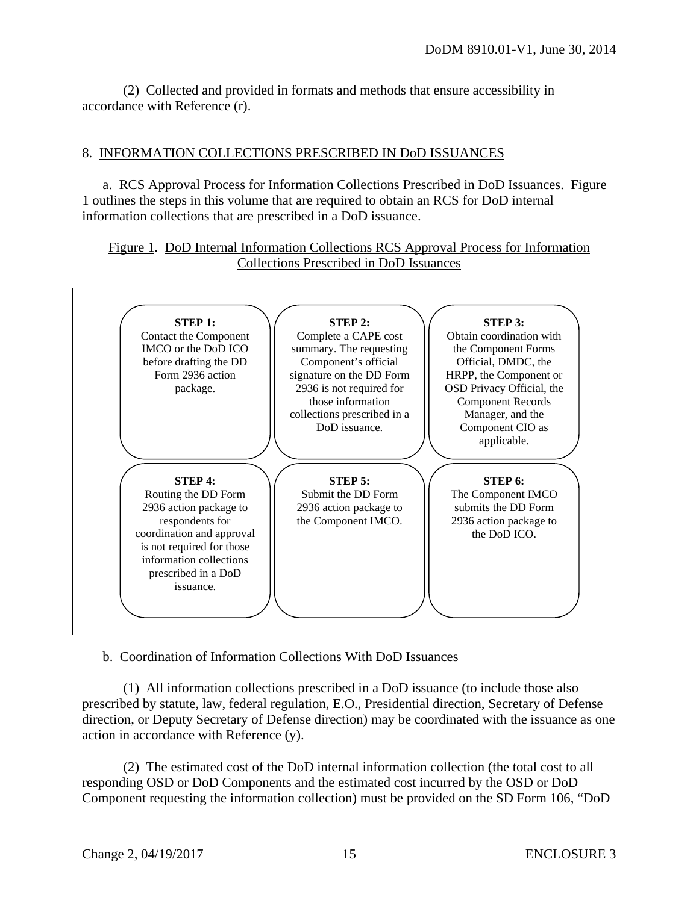(2) Collected and provided in formats and methods that ensure accessibility in accordance with Reference (r).

8. INFORMATION COLLECTIONS PRESCRIBED IN DoD ISSUANCES

a. RCS Approval Process for Information Collections Prescribed in DoD Issuances. Figure 1 outlines the steps in this volume that are required to obtain an RCS for DoD internal information collections that are prescribed in a DoD issuance.

Figure 1. DoD Internal Information Collections RCS Approval Process for Information Collections Prescribed in DoD Issuances

| | | |
|---|---|---|
| **STEP 1:** Contact the Component IMCO or the DoD ICO before drafting the DD Form 2936 action package. | **STEP 2:** Complete a CAPE cost summary. The requesting Component's official signature on the DD Form 2936 is not required for those information collections prescribed in a DoD issuance. | **STEP 3:** Obtain coordination with the Component Forms Official, DMDC, the HRPP, the Component or OSD Privacy Official, the Component Records Manager, and the Component CIO as applicable. |
| **STEP 4:** Routing the DD Form 2936 action package to respondents for coordination and approval is not required for those information collections prescribed in a DoD issuance. | **STEP 5:** Submit the DD Form 2936 action package to the Component IMCO. | **STEP 6:** The Component IMCO submits the DD Form 2936 action package to the DoD ICO. |

b. Coordination of Information Collections With DoD Issuances

(1) All information collections prescribed in a DoD issuance (to include those also prescribed by statute, law, federal regulation, E.O., Presidential direction, Secretary of Defense direction, or Deputy Secretary of Defense direction) may be coordinated with the issuance as one action in accordance with Reference (y).

(2) The estimated cost of the DoD internal information collection (the total cost to all responding OSD or DoD Components and the estimated cost incurred by the OSD or DoD Component requesting the information collection) must be provided on the SD Form 106, "DoD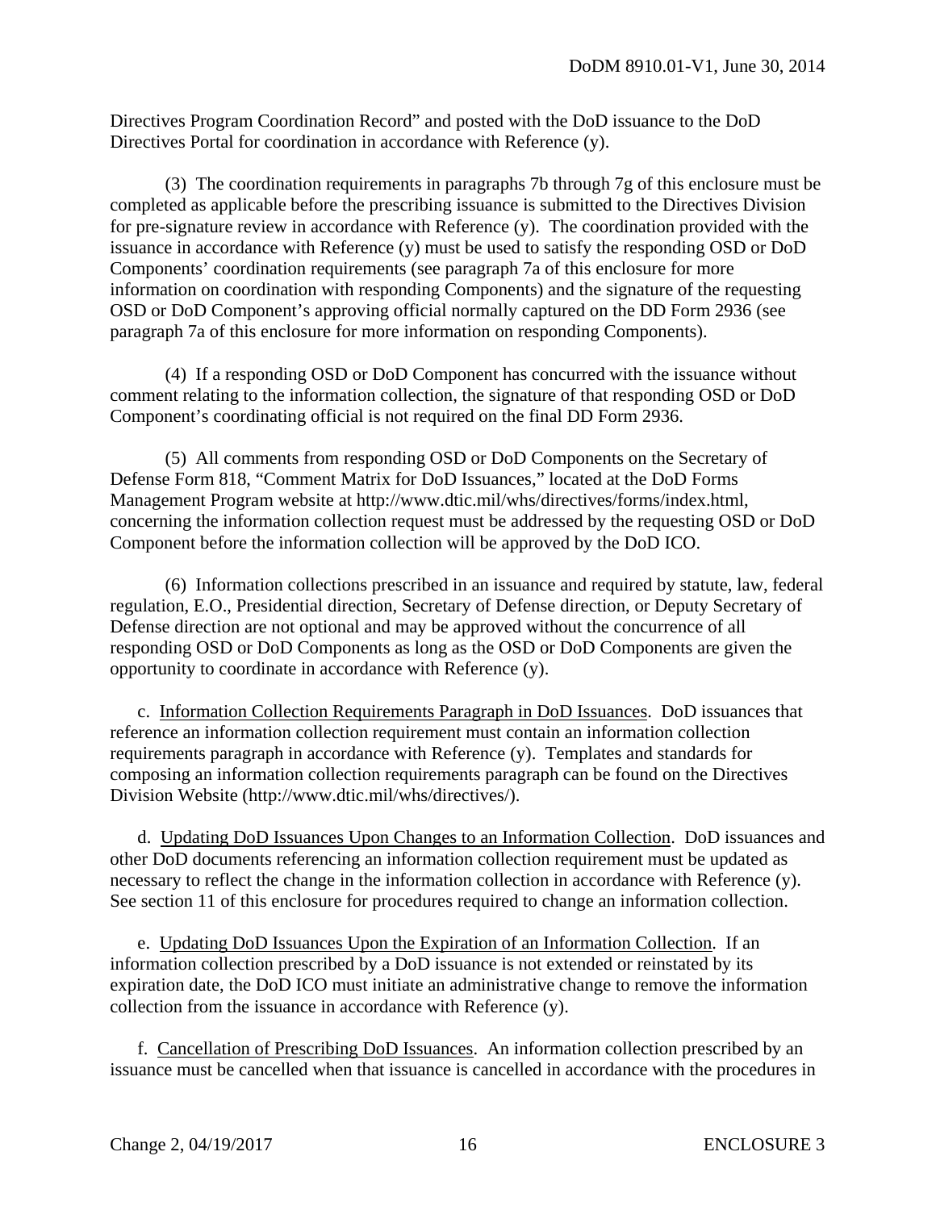Directives Program Coordination Record" and posted with the DoD issuance to the DoD Directives Portal for coordination in accordance with Reference (y).

(3) The coordination requirements in paragraphs 7b through 7g of this enclosure must be completed as applicable before the prescribing issuance is submitted to the Directives Division for pre-signature review in accordance with Reference (y). The coordination provided with the issuance in accordance with Reference (y) must be used to satisfy the responding OSD or DoD Components' coordination requirements (see paragraph 7a of this enclosure for more information on coordination with responding Components) and the signature of the requesting OSD or DoD Component's approving official normally captured on the DD Form 2936 (see paragraph 7a of this enclosure for more information on responding Components).

(4) If a responding OSD or DoD Component has concurred with the issuance without comment relating to the information collection, the signature of that responding OSD or DoD Component's coordinating official is not required on the final DD Form 2936.

(5) All comments from responding OSD or DoD Components on the Secretary of Defense Form 818, "Comment Matrix for DoD Issuances," located at the DoD Forms Management Program website at http://www.dtic.mil/whs/directives/forms/index.html, concerning the information collection request must be addressed by the requesting OSD or DoD Component before the information collection will be approved by the DoD ICO.

(6) Information collections prescribed in an issuance and required by statute, law, federal regulation, E.O., Presidential direction, Secretary of Defense direction, or Deputy Secretary of Defense direction are not optional and may be approved without the concurrence of all responding OSD or DoD Components as long as the OSD or DoD Components are given the opportunity to coordinate in accordance with Reference (y).

c. Information Collection Requirements Paragraph in DoD Issuances. DoD issuances that reference an information collection requirement must contain an information collection requirements paragraph in accordance with Reference (y). Templates and standards for composing an information collection requirements paragraph can be found on the Directives Division Website (http://www.dtic.mil/whs/directives/).

d. Updating DoD Issuances Upon Changes to an Information Collection. DoD issuances and other DoD documents referencing an information collection requirement must be updated as necessary to reflect the change in the information collection in accordance with Reference (y). See section 11 of this enclosure for procedures required to change an information collection.

e. Updating DoD Issuances Upon the Expiration of an Information Collection. If an information collection prescribed by a DoD issuance is not extended or reinstated by its expiration date, the DoD ICO must initiate an administrative change to remove the information collection from the issuance in accordance with Reference (y).

f. Cancellation of Prescribing DoD Issuances. An information collection prescribed by an issuance must be cancelled when that issuance is cancelled in accordance with the procedures in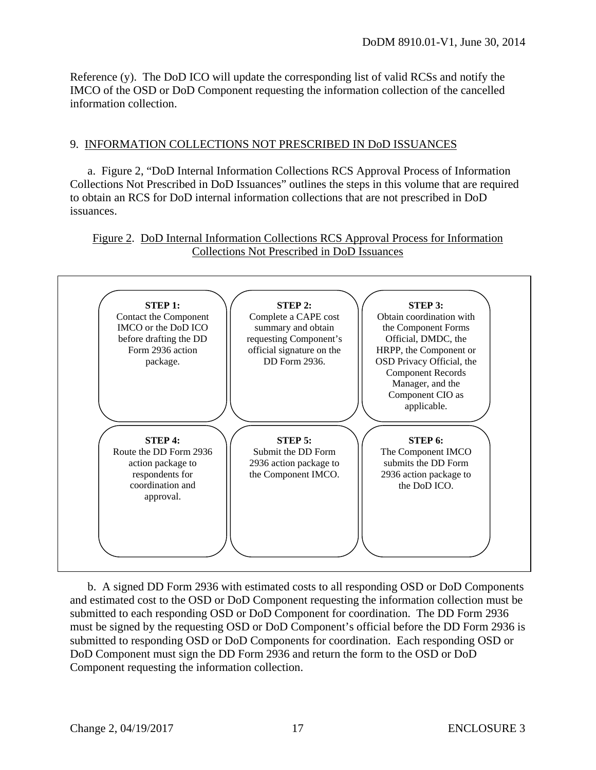Reference (y). The DoD ICO will update the corresponding list of valid RCSs and notify the IMCO of the OSD or DoD Component requesting the information collection of the cancelled information collection.

9. INFORMATION COLLECTIONS NOT PRESCRIBED IN DoD ISSUANCES

a. Figure 2, "DoD Internal Information Collections RCS Approval Process of Information Collections Not Prescribed in DoD Issuances" outlines the steps in this volume that are required to obtain an RCS for DoD internal information collections that are not prescribed in DoD issuances.

Figure 2. DoD Internal Information Collections RCS Approval Process for Information Collections Not Prescribed in DoD Issuances

| | | |
|---|---|---|
| **STEP 1:** Contact the Component IMCO or the DoD ICO before drafting the DD Form 2936 action package. | **STEP 2:** Complete a CAPE cost summary and obtain requesting Component's official signature on the DD Form 2936. | **STEP 3:** Obtain coordination with the Component Forms Official, DMDC, the HRPP, the Component or OSD Privacy Official, the Component Records Manager, and the Component CIO as applicable. |
| **STEP 4:** Route the DD Form 2936 action package to respondents for coordination and approval. | **STEP 5:** Submit the DD Form 2936 action package to the Component IMCO. | **STEP 6:** The Component IMCO submits the DD Form 2936 action package to the DoD ICO. |

b. A signed DD Form 2936 with estimated costs to all responding OSD or DoD Components and estimated cost to the OSD or DoD Component requesting the information collection must be submitted to each responding OSD or DoD Component for coordination. The DD Form 2936 must be signed by the requesting OSD or DoD Component's official before the DD Form 2936 is submitted to responding OSD or DoD Components for coordination. Each responding OSD or DoD Component must sign the DD Form 2936 and return the form to the OSD or DoD Component requesting the information collection.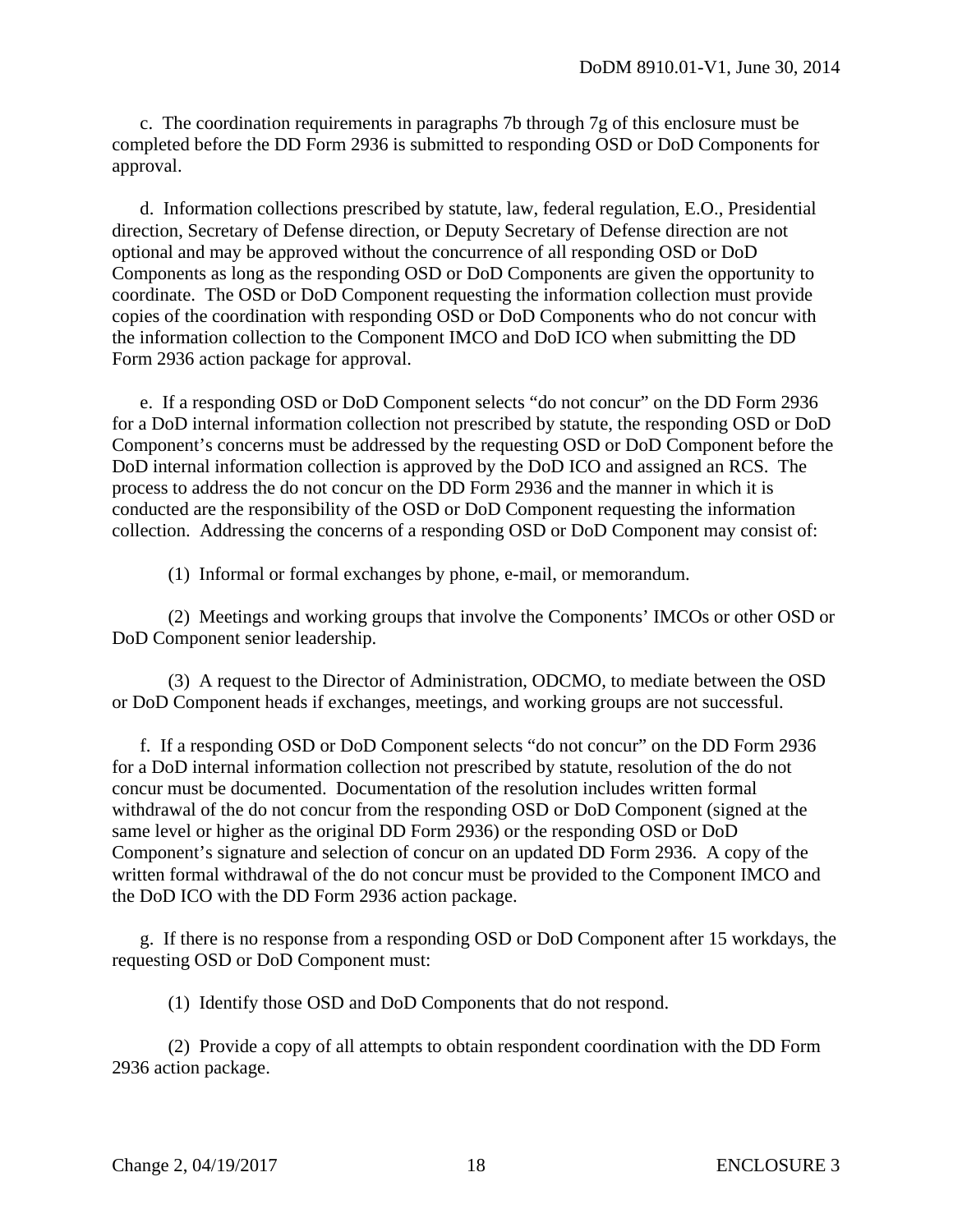c. The coordination requirements in paragraphs 7b through 7g of this enclosure must be completed before the DD Form 2936 is submitted to responding OSD or DoD Components for approval.

d. Information collections prescribed by statute, law, federal regulation, E.O., Presidential direction, Secretary of Defense direction, or Deputy Secretary of Defense direction are not optional and may be approved without the concurrence of all responding OSD or DoD Components as long as the responding OSD or DoD Components are given the opportunity to coordinate. The OSD or DoD Component requesting the information collection must provide copies of the coordination with responding OSD or DoD Components who do not concur with the information collection to the Component IMCO and DoD ICO when submitting the DD Form 2936 action package for approval.

e. If a responding OSD or DoD Component selects "do not concur" on the DD Form 2936 for a DoD internal information collection not prescribed by statute, the responding OSD or DoD Component's concerns must be addressed by the requesting OSD or DoD Component before the DoD internal information collection is approved by the DoD ICO and assigned an RCS. The process to address the do not concur on the DD Form 2936 and the manner in which it is conducted are the responsibility of the OSD or DoD Component requesting the information collection. Addressing the concerns of a responding OSD or DoD Component may consist of:

(1) Informal or formal exchanges by phone, e-mail, or memorandum.

(2) Meetings and working groups that involve the Components' IMCOs or other OSD or DoD Component senior leadership.

(3) A request to the Director of Administration, ODCMO, to mediate between the OSD or DoD Component heads if exchanges, meetings, and working groups are not successful.

f. If a responding OSD or DoD Component selects "do not concur" on the DD Form 2936 for a DoD internal information collection not prescribed by statute, resolution of the do not concur must be documented. Documentation of the resolution includes written formal withdrawal of the do not concur from the responding OSD or DoD Component (signed at the same level or higher as the original DD Form 2936) or the responding OSD or DoD Component's signature and selection of concur on an updated DD Form 2936. A copy of the written formal withdrawal of the do not concur must be provided to the Component IMCO and the DoD ICO with the DD Form 2936 action package.

g. If there is no response from a responding OSD or DoD Component after 15 workdays, the requesting OSD or DoD Component must:

(1) Identify those OSD and DoD Components that do not respond.

(2) Provide a copy of all attempts to obtain respondent coordination with the DD Form 2936 action package.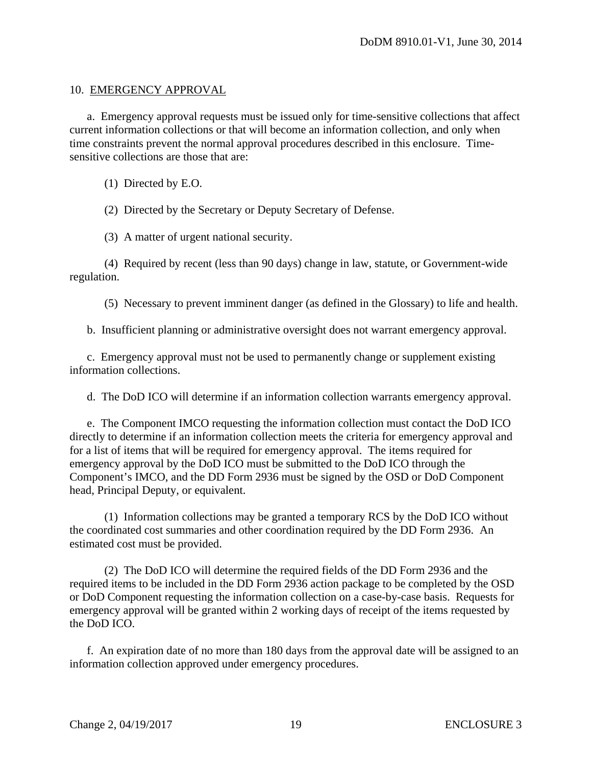10. EMERGENCY APPROVAL

a. Emergency approval requests must be issued only for time-sensitive collections that affect current information collections or that will become an information collection, and only when time constraints prevent the normal approval procedures described in this enclosure. Time-sensitive collections are those that are:

(1) Directed by E.O.

(2) Directed by the Secretary or Deputy Secretary of Defense.

(3) A matter of urgent national security.

(4) Required by recent (less than 90 days) change in law, statute, or Government-wide regulation.

(5) Necessary to prevent imminent danger (as defined in the Glossary) to life and health.

b. Insufficient planning or administrative oversight does not warrant emergency approval.

c. Emergency approval must not be used to permanently change or supplement existing information collections.

d. The DoD ICO will determine if an information collection warrants emergency approval.

e. The Component IMCO requesting the information collection must contact the DoD ICO directly to determine if an information collection meets the criteria for emergency approval and for a list of items that will be required for emergency approval. The items required for emergency approval by the DoD ICO must be submitted to the DoD ICO through the Component's IMCO, and the DD Form 2936 must be signed by the OSD or DoD Component head, Principal Deputy, or equivalent.

(1) Information collections may be granted a temporary RCS by the DoD ICO without the coordinated cost summaries and other coordination required by the DD Form 2936. An estimated cost must be provided.

(2) The DoD ICO will determine the required fields of the DD Form 2936 and the required items to be included in the DD Form 2936 action package to be completed by the OSD or DoD Component requesting the information collection on a case-by-case basis. Requests for emergency approval will be granted within 2 working days of receipt of the items requested by the DoD ICO.

f. An expiration date of no more than 180 days from the approval date will be assigned to an information collection approved under emergency procedures.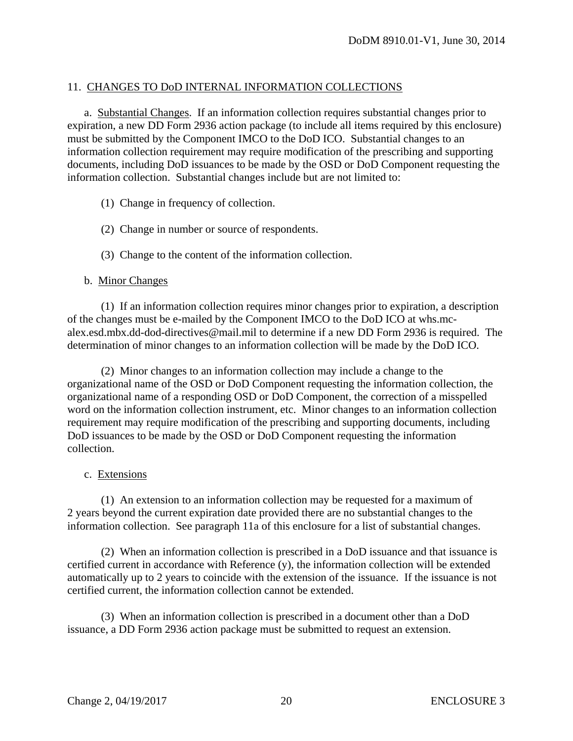11. CHANGES TO DoD INTERNAL INFORMATION COLLECTIONS

a. Substantial Changes. If an information collection requires substantial changes prior to expiration, a new DD Form 2936 action package (to include all items required by this enclosure) must be submitted by the Component IMCO to the DoD ICO. Substantial changes to an information collection requirement may require modification of the prescribing and supporting documents, including DoD issuances to be made by the OSD or DoD Component requesting the information collection. Substantial changes include but are not limited to:

(1) Change in frequency of collection.

(2) Change in number or source of respondents.

(3) Change to the content of the information collection.

b. Minor Changes

(1) If an information collection requires minor changes prior to expiration, a description of the changes must be e-mailed by the Component IMCO to the DoD ICO at whs.mc-alex.esd.mbx.dd-dod-directives@mail.mil to determine if a new DD Form 2936 is required. The determination of minor changes to an information collection will be made by the DoD ICO.

(2) Minor changes to an information collection may include a change to the organizational name of the OSD or DoD Component requesting the information collection, the organizational name of a responding OSD or DoD Component, the correction of a misspelled word on the information collection instrument, etc. Minor changes to an information collection requirement may require modification of the prescribing and supporting documents, including DoD issuances to be made by the OSD or DoD Component requesting the information collection.

c. Extensions

(1) An extension to an information collection may be requested for a maximum of 2 years beyond the current expiration date provided there are no substantial changes to the information collection. See paragraph 11a of this enclosure for a list of substantial changes.

(2) When an information collection is prescribed in a DoD issuance and that issuance is certified current in accordance with Reference (y), the information collection will be extended automatically up to 2 years to coincide with the extension of the issuance. If the issuance is not certified current, the information collection cannot be extended.

(3) When an information collection is prescribed in a document other than a DoD issuance, a DD Form 2936 action package must be submitted to request an extension.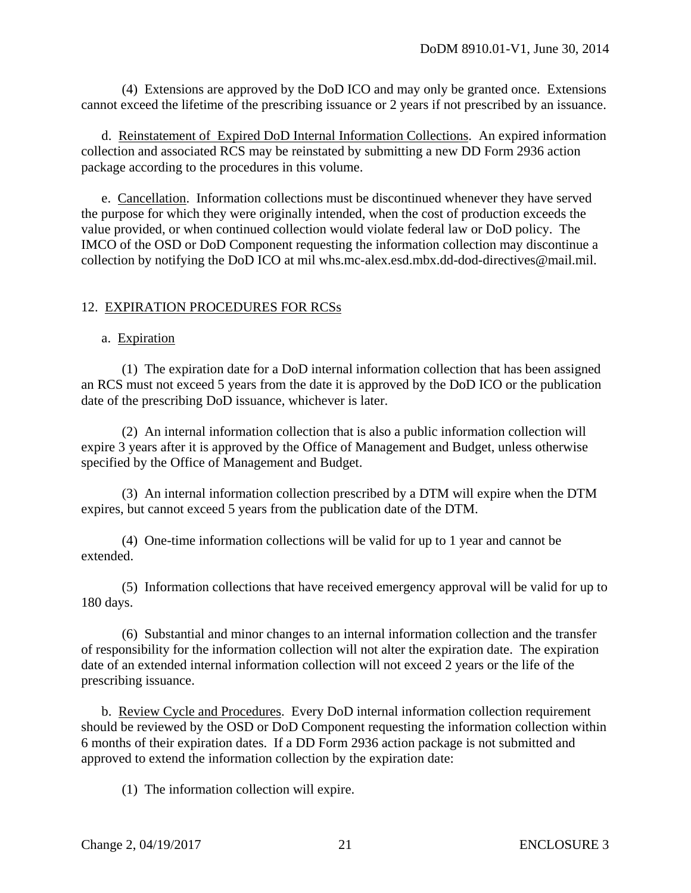(4) Extensions are approved by the DoD ICO and may only be granted once. Extensions cannot exceed the lifetime of the prescribing issuance or 2 years if not prescribed by an issuance.

d. Reinstatement of Expired DoD Internal Information Collections. An expired information collection and associated RCS may be reinstated by submitting a new DD Form 2936 action package according to the procedures in this volume.

e. Cancellation. Information collections must be discontinued whenever they have served the purpose for which they were originally intended, when the cost of production exceeds the value provided, or when continued collection would violate federal law or DoD policy. The IMCO of the OSD or DoD Component requesting the information collection may discontinue a collection by notifying the DoD ICO at mil whs.mc-alex.esd.mbx.dd-dod-directives@mail.mil.

## 12. EXPIRATION PROCEDURES FOR RCSs

a. Expiration

(1) The expiration date for a DoD internal information collection that has been assigned an RCS must not exceed 5 years from the date it is approved by the DoD ICO or the publication date of the prescribing DoD issuance, whichever is later.

(2) An internal information collection that is also a public information collection will expire 3 years after it is approved by the Office of Management and Budget, unless otherwise specified by the Office of Management and Budget.

(3) An internal information collection prescribed by a DTM will expire when the DTM expires, but cannot exceed 5 years from the publication date of the DTM.

(4) One-time information collections will be valid for up to 1 year and cannot be extended.

(5) Information collections that have received emergency approval will be valid for up to 180 days.

(6) Substantial and minor changes to an internal information collection and the transfer of responsibility for the information collection will not alter the expiration date. The expiration date of an extended internal information collection will not exceed 2 years or the life of the prescribing issuance.

b. Review Cycle and Procedures. Every DoD internal information collection requirement should be reviewed by the OSD or DoD Component requesting the information collection within 6 months of their expiration dates. If a DD Form 2936 action package is not submitted and approved to extend the information collection by the expiration date:

(1) The information collection will expire.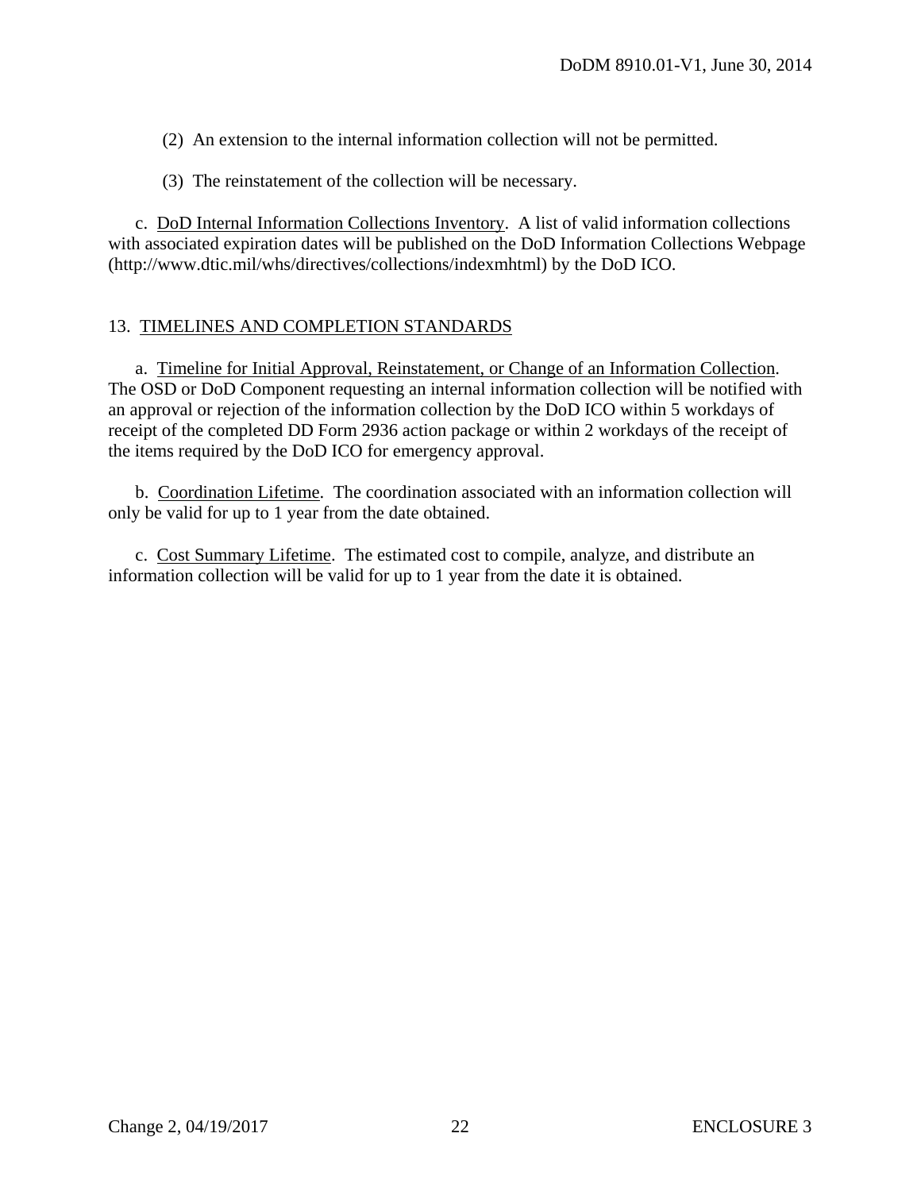(2) An extension to the internal information collection will not be permitted.

(3) The reinstatement of the collection will be necessary.

c. DoD Internal Information Collections Inventory. A list of valid information collections with associated expiration dates will be published on the DoD Information Collections Webpage (http://www.dtic.mil/whs/directives/collections/indexmhtml) by the DoD ICO.

## 13. TIMELINES AND COMPLETION STANDARDS

a. Timeline for Initial Approval, Reinstatement, or Change of an Information Collection. The OSD or DoD Component requesting an internal information collection will be notified with an approval or rejection of the information collection by the DoD ICO within 5 workdays of receipt of the completed DD Form 2936 action package or within 2 workdays of the receipt of the items required by the DoD ICO for emergency approval.

b. Coordination Lifetime. The coordination associated with an information collection will only be valid for up to 1 year from the date obtained.

c. Cost Summary Lifetime. The estimated cost to compile, analyze, and distribute an information collection will be valid for up to 1 year from the date it is obtained.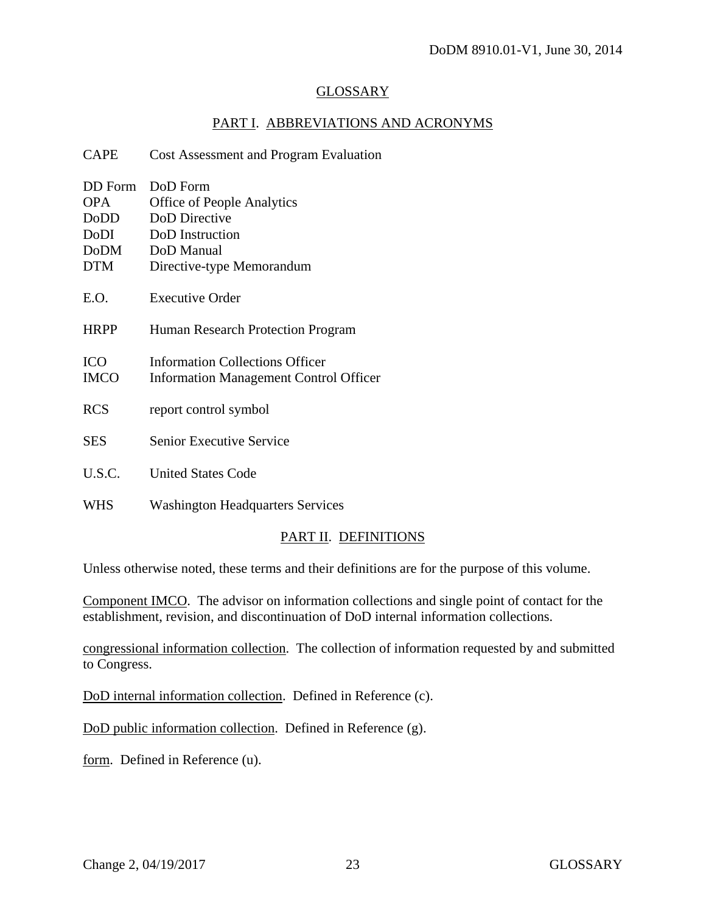## GLOSSARY

### PART I. ABBREVIATIONS AND ACRONYMS

| | |
|---|---|
| CAPE | Cost Assessment and Program Evaluation |
| DD Form | DoD Form |
| OPA | Office of People Analytics |
| DoDD | DoD Directive |
| DoDI | DoD Instruction |
| DoDM | DoD Manual |
| DTM | Directive-type Memorandum |
| E.O. | Executive Order |
| HRPP | Human Research Protection Program |
| ICO | Information Collections Officer |
| IMCO | Information Management Control Officer |
| RCS | report control symbol |
| SES | Senior Executive Service |
| U.S.C. | United States Code |
| WHS | Washington Headquarters Services |

### PART II. DEFINITIONS

Unless otherwise noted, these terms and their definitions are for the purpose of this volume.

Component IMCO. The advisor on information collections and single point of contact for the establishment, revision, and discontinuation of DoD internal information collections.

congressional information collection. The collection of information requested by and submitted to Congress.

DoD internal information collection. Defined in Reference (c).

DoD public information collection. Defined in Reference (g).

form. Defined in Reference (u).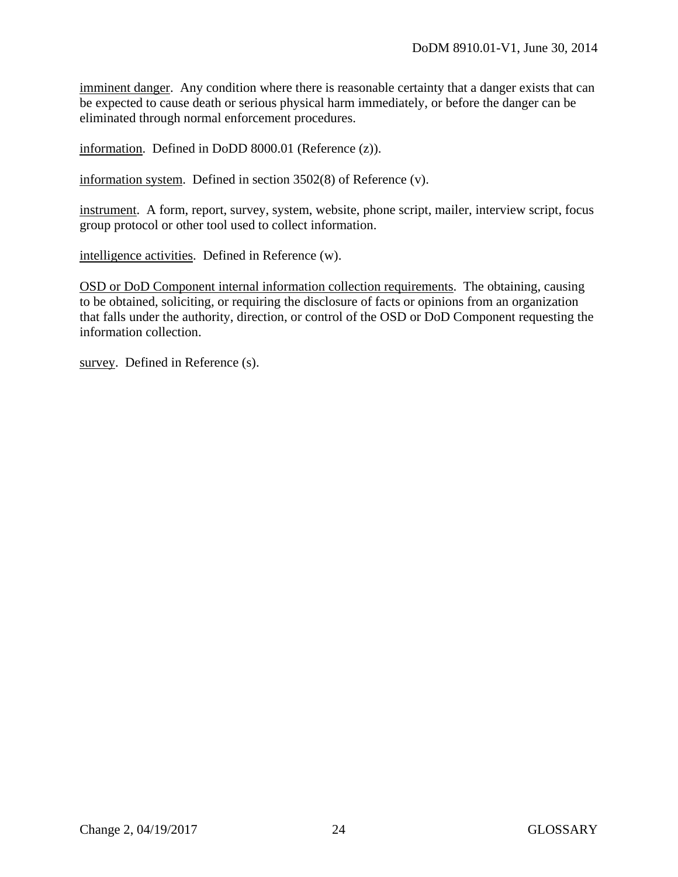<u>imminent danger</u>. Any condition where there is reasonable certainty that a danger exists that can be expected to cause death or serious physical harm immediately, or before the danger can be eliminated through normal enforcement procedures.

<u>information</u>. Defined in DoDD 8000.01 (Reference (z)).

<u>information system</u>. Defined in section 3502(8) of Reference (v).

<u>instrument</u>. A form, report, survey, system, website, phone script, mailer, interview script, focus group protocol or other tool used to collect information.

<u>intelligence activities</u>. Defined in Reference (w).

<u>OSD or DoD Component internal information collection requirements</u>. The obtaining, causing to be obtained, soliciting, or requiring the disclosure of facts or opinions from an organization that falls under the authority, direction, or control of the OSD or DoD Component requesting the information collection.

<u>survey</u>. Defined in Reference (s).